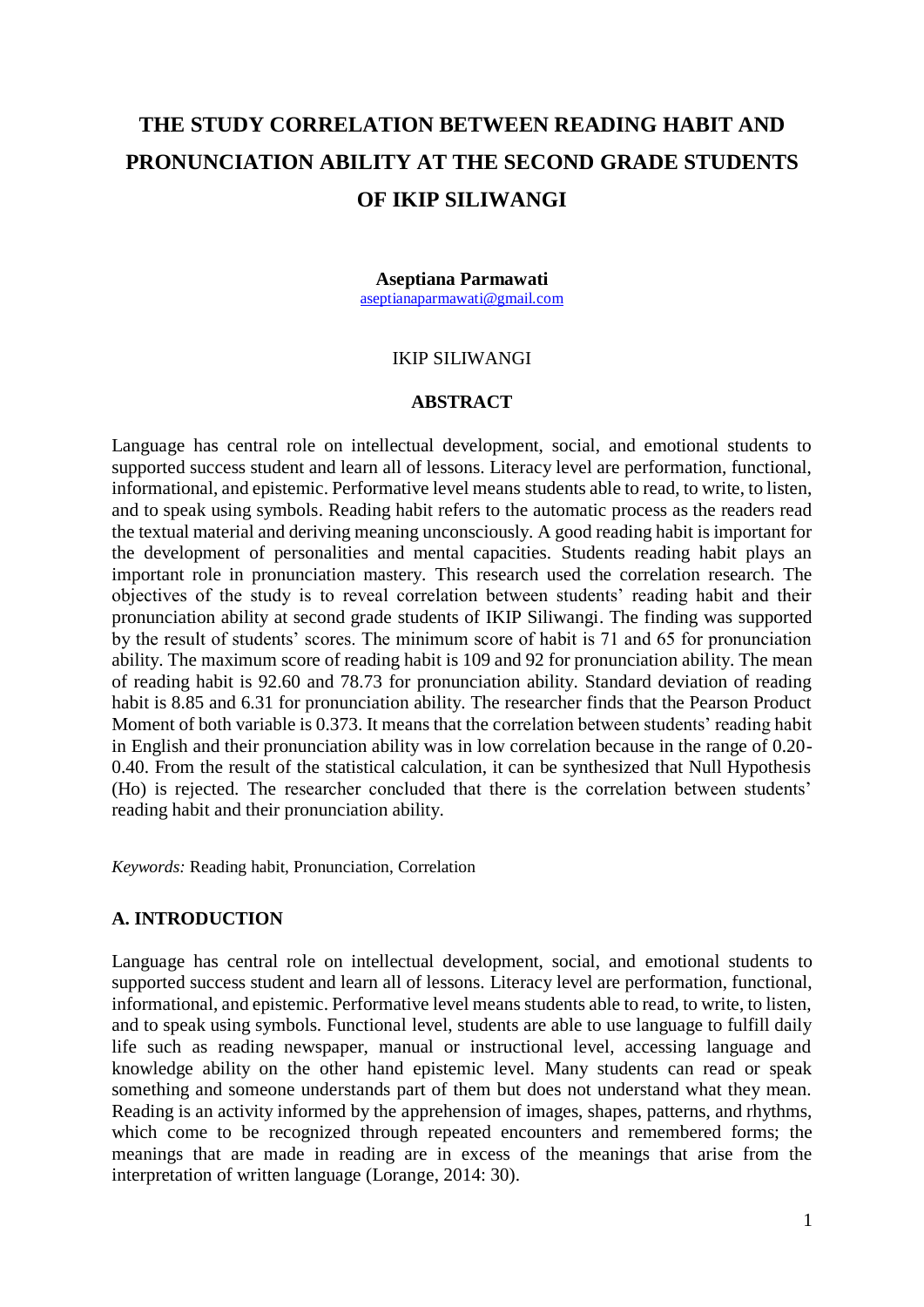# THE STUDY CORRELATION BETWEEN READING HABIT AND PRONUNCIATION ABILITY AT THE SECOND GRADE STUDENTS OF IKIP SILIWANGI

**Aseptiana Parmawati**
aseptianaparmawati@gmail.com

IKIP SILIWANGI

## ABSTRACT

Language has central role on intellectual development, social, and emotional students to supported success student and learn all of lessons. Literacy level are performation, functional, informational, and epistemic. Performative level means students able to read, to write, to listen, and to speak using symbols. Reading habit refers to the automatic process as the readers read the textual material and deriving meaning unconsciously. A good reading habit is important for the development of personalities and mental capacities. Students reading habit plays an important role in pronunciation mastery. This research used the correlation research. The objectives of the study is to reveal correlation between students' reading habit and their pronunciation ability at second grade students of IKIP Siliwangi. The finding was supported by the result of students' scores. The minimum score of habit is 71 and 65 for pronunciation ability. The maximum score of reading habit is 109 and 92 for pronunciation ability. The mean of reading habit is 92.60 and 78.73 for pronunciation ability. Standard deviation of reading habit is 8.85 and 6.31 for pronunciation ability. The researcher finds that the Pearson Product Moment of both variable is 0.373. It means that the correlation between students' reading habit in English and their pronunciation ability was in low correlation because in the range of 0.20-0.40. From the result of the statistical calculation, it can be synthesized that Null Hypothesis (Ho) is rejected. The researcher concluded that there is the correlation between students' reading habit and their pronunciation ability.

*Keywords:* Reading habit, Pronunciation, Correlation

## A. INTRODUCTION

Language has central role on intellectual development, social, and emotional students to supported success student and learn all of lessons. Literacy level are performation, functional, informational, and epistemic. Performative level means students able to read, to write, to listen, and to speak using symbols. Functional level, students are able to use language to fulfill daily life such as reading newspaper, manual or instructional level, accessing language and knowledge ability on the other hand epistemic level. Many students can read or speak something and someone understands part of them but does not understand what they mean. Reading is an activity informed by the apprehension of images, shapes, patterns, and rhythms, which come to be recognized through repeated encounters and remembered forms; the meanings that are made in reading are in excess of the meanings that arise from the interpretation of written language (Lorange, 2014: 30).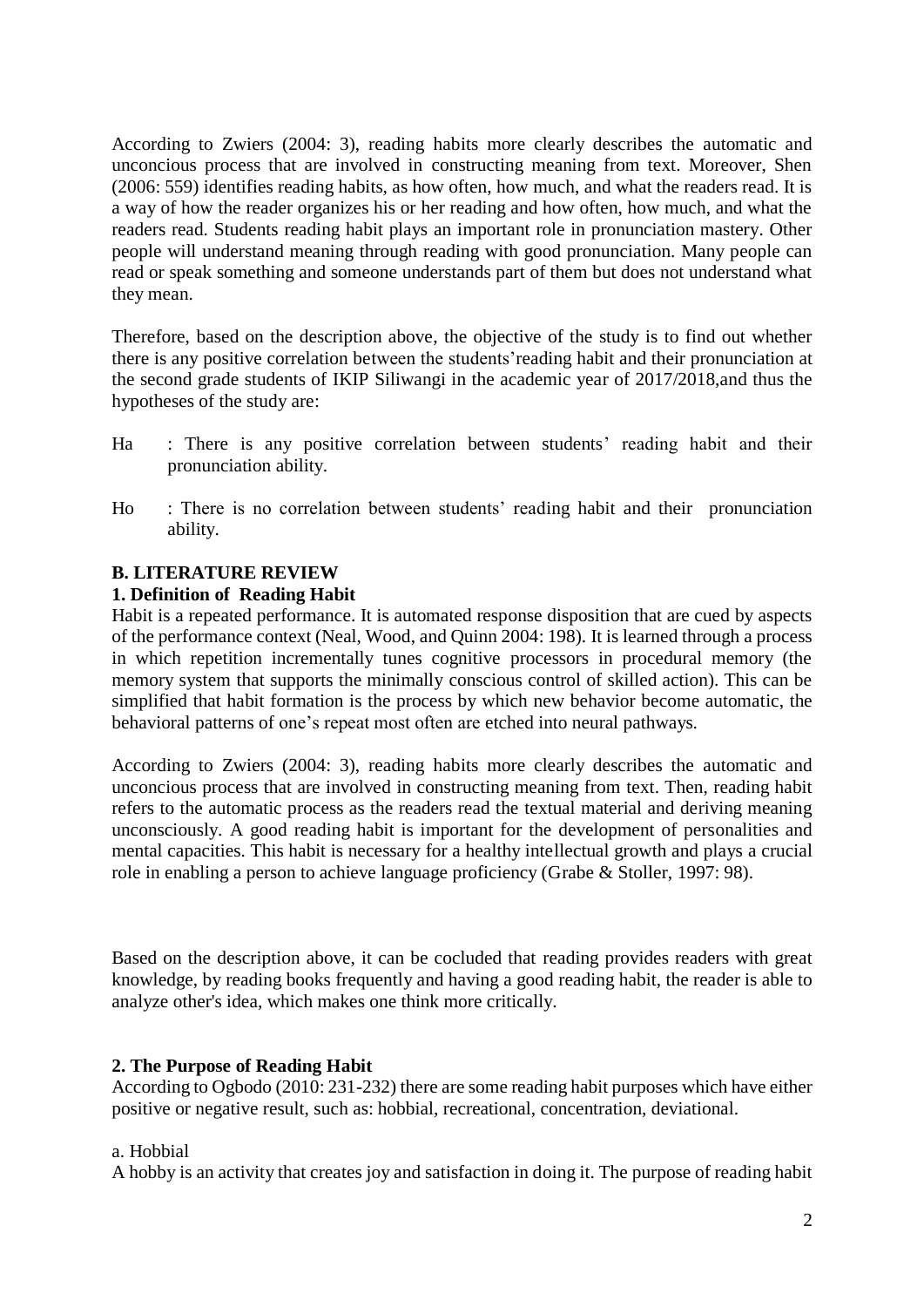According to Zwiers (2004: 3), reading habits more clearly describes the automatic and unconcious process that are involved in constructing meaning from text. Moreover, Shen (2006: 559) identifies reading habits, as how often, how much, and what the readers read. It is a way of how the reader organizes his or her reading and how often, how much, and what the readers read. Students reading habit plays an important role in pronunciation mastery. Other people will understand meaning through reading with good pronunciation. Many people can read or speak something and someone understands part of them but does not understand what they mean.

Therefore, based on the description above, the objective of the study is to find out whether there is any positive correlation between the students'reading habit and their pronunciation at the second grade students of IKIP Siliwangi in the academic year of 2017/2018,and thus the hypotheses of the study are:

Ha : There is any positive correlation between students' reading habit and their pronunciation ability.

Ho : There is no correlation between students' reading habit and their pronunciation ability.

## B. LITERATURE REVIEW

### 1. Definition of Reading Habit

Habit is a repeated performance. It is automated response disposition that are cued by aspects of the performance context (Neal, Wood, and Quinn 2004: 198). It is learned through a process in which repetition incrementally tunes cognitive processors in procedural memory (the memory system that supports the minimally conscious control of skilled action). This can be simplified that habit formation is the process by which new behavior become automatic, the behavioral patterns of one's repeat most often are etched into neural pathways.

According to Zwiers (2004: 3), reading habits more clearly describes the automatic and unconcious process that are involved in constructing meaning from text. Then, reading habit refers to the automatic process as the readers read the textual material and deriving meaning unconsciously. A good reading habit is important for the development of personalities and mental capacities. This habit is necessary for a healthy intellectual growth and plays a crucial role in enabling a person to achieve language proficiency (Grabe & Stoller, 1997: 98).

Based on the description above, it can be cocluded that reading provides readers with great knowledge, by reading books frequently and having a good reading habit, the reader is able to analyze other's idea, which makes one think more critically.

### 2. The Purpose of Reading Habit

According to Ogbodo (2010: 231-232) there are some reading habit purposes which have either positive or negative result, such as: hobbial, recreational, concentration, deviational.

a. Hobbial

A hobby is an activity that creates joy and satisfaction in doing it. The purpose of reading habit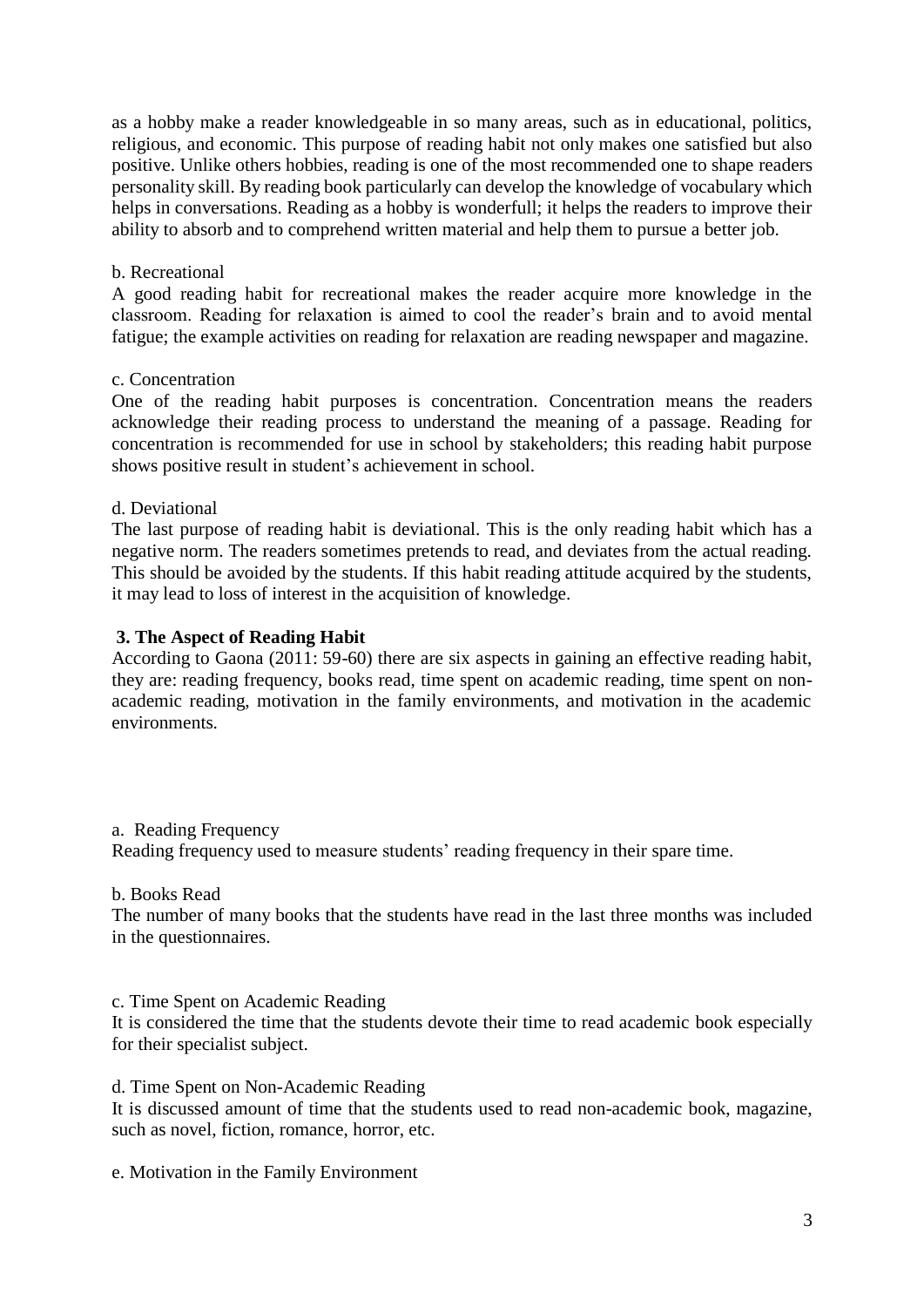as a hobby make a reader knowledgeable in so many areas, such as in educational, politics, religious, and economic. This purpose of reading habit not only makes one satisfied but also positive. Unlike others hobbies, reading is one of the most recommended one to shape readers personality skill. By reading book particularly can develop the knowledge of vocabulary which helps in conversations. Reading as a hobby is wonderfull; it helps the readers to improve their ability to absorb and to comprehend written material and help them to pursue a better job.

b. Recreational

A good reading habit for recreational makes the reader acquire more knowledge in the classroom. Reading for relaxation is aimed to cool the reader's brain and to avoid mental fatigue; the example activities on reading for relaxation are reading newspaper and magazine.

c. Concentration

One of the reading habit purposes is concentration. Concentration means the readers acknowledge their reading process to understand the meaning of a passage. Reading for concentration is recommended for use in school by stakeholders; this reading habit purpose shows positive result in student's achievement in school.

d. Deviational

The last purpose of reading habit is deviational. This is the only reading habit which has a negative norm. The readers sometimes pretends to read, and deviates from the actual reading. This should be avoided by the students. If this habit reading attitude acquired by the students, it may lead to loss of interest in the acquisition of knowledge.

### 3. The Aspect of Reading Habit

According to Gaona (2011: 59-60) there are six aspects in gaining an effective reading habit, they are: reading frequency, books read, time spent on academic reading, time spent on non-academic reading, motivation in the family environments, and motivation in the academic environments.

a. Reading Frequency

Reading frequency used to measure students' reading frequency in their spare time.

b. Books Read

The number of many books that the students have read in the last three months was included in the questionnaires.

c. Time Spent on Academic Reading

It is considered the time that the students devote their time to read academic book especially for their specialist subject.

d. Time Spent on Non-Academic Reading

It is discussed amount of time that the students used to read non-academic book, magazine, such as novel, fiction, romance, horror, etc.

e. Motivation in the Family Environment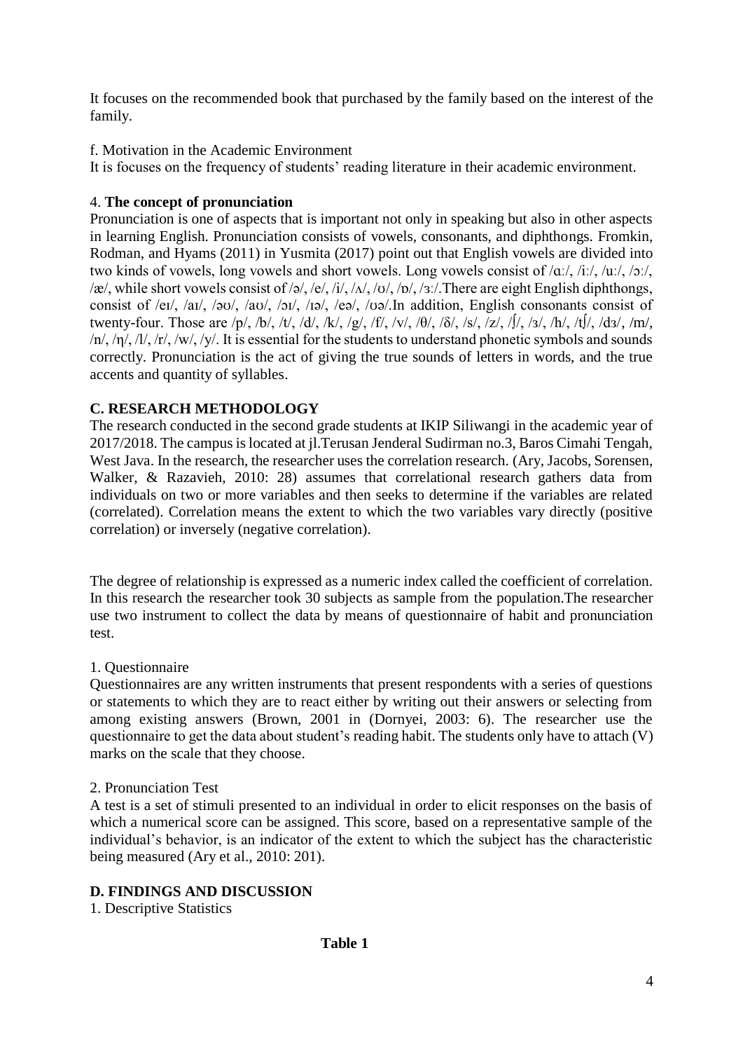It focuses on the recommended book that purchased by the family based on the interest of the family.

f. Motivation in the Academic Environment

It is focuses on the frequency of students' reading literature in their academic environment.

4. **The concept of pronunciation**

Pronunciation is one of aspects that is important not only in speaking but also in other aspects in learning English. Pronunciation consists of vowels, consonants, and diphthongs. Fromkin, Rodman, and Hyams (2011) in Yusmita (2017) point out that English vowels are divided into two kinds of vowels, long vowels and short vowels. Long vowels consist of /ɑː/, /iː/, /uː/, /ɔː/, /æ/, while short vowels consist of /ə/, /e/, /i/, /ʌ/, /ʊ/, /ɒ/, /ɜː/.There are eight English diphthongs, consist of /eɪ/, /aɪ/, /əʊ/, /aʊ/, /ɔɪ/, /ɪə/, /eə/, /ʊə/.In addition, English consonants consist of twenty-four. Those are /p/, /b/, /t/, /d/, /k/, /g/, /f/, /v/, /θ/, /δ/, /s/, /z/, /ʃ/, /ʒ/, /h/, /tʃ/, /dʒ/, /m/, /n/, /η/, /l/, /r/, /w/, /y/. It is essential for the students to understand phonetic symbols and sounds correctly. Pronunciation is the act of giving the true sounds of letters in words, and the true accents and quantity of syllables.

## C. RESEARCH METHODOLOGY

The research conducted in the second grade students at IKIP Siliwangi in the academic year of 2017/2018. The campus is located at jl.Terusan Jenderal Sudirman no.3, Baros Cimahi Tengah, West Java. In the research, the researcher uses the correlation research. (Ary, Jacobs, Sorensen, Walker, & Razavieh, 2010: 28) assumes that correlational research gathers data from individuals on two or more variables and then seeks to determine if the variables are related (correlated). Correlation means the extent to which the two variables vary directly (positive correlation) or inversely (negative correlation).

The degree of relationship is expressed as a numeric index called the coefficient of correlation. In this research the researcher took 30 subjects as sample from the population.The researcher use two instrument to collect the data by means of questionnaire of habit and pronunciation test.

1. Questionnaire

Questionnaires are any written instruments that present respondents with a series of questions or statements to which they are to react either by writing out their answers or selecting from among existing answers (Brown, 2001 in (Dornyei, 2003: 6). The researcher use the questionnaire to get the data about student's reading habit. The students only have to attach (V) marks on the scale that they choose.

2. Pronunciation Test

A test is a set of stimuli presented to an individual in order to elicit responses on the basis of which a numerical score can be assigned. This score, based on a representative sample of the individual's behavior, is an indicator of the extent to which the subject has the characteristic being measured (Ary et al., 2010: 201).

## D. FINDINGS AND DISCUSSION

1. Descriptive Statistics

**Table 1**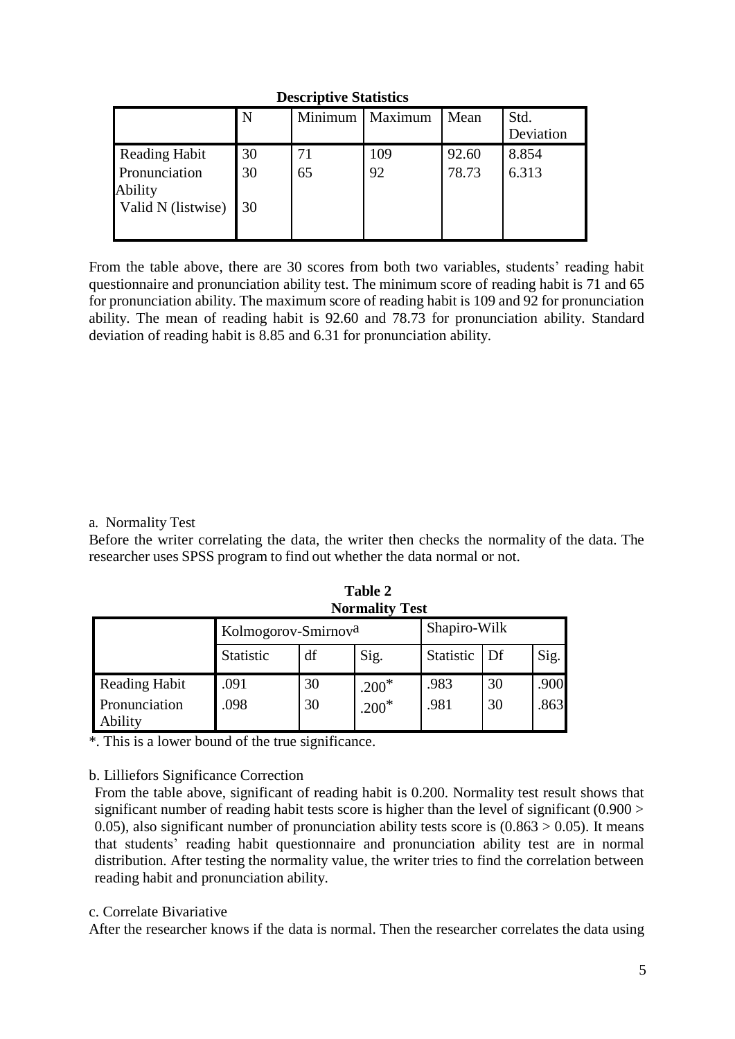**Descriptive Statistics**

| | N | Minimum | Maximum | Mean | Std. Deviation |
|---|---|---|---|---|---|
| Reading Habit | 30 | 71 | 109 | 92.60 | 8.854 |
| Pronunciation Ability | 30 | 65 | 92 | 78.73 | 6.313 |
| Valid N (listwise) | 30 | | | | |

From the table above, there are 30 scores from both two variables, students' reading habit questionnaire and pronunciation ability test. The minimum score of reading habit is 71 and 65 for pronunciation ability. The maximum score of reading habit is 109 and 92 for pronunciation ability. The mean of reading habit is 92.60 and 78.73 for pronunciation ability. Standard deviation of reading habit is 8.85 and 6.31 for pronunciation ability.

a. Normality Test

Before the writer correlating the data, the writer then checks the normality of the data. The researcher uses SPSS program to find out whether the data normal or not.

**Table 2**
**Normality Test**

| | Kolmogorov-Smirnov[a] | | | Shapiro-Wilk | | |
|---|---|---|---|---|---|---|
| | Statistic | df | Sig. | Statistic | Df | Sig. |
| Reading Habit | .091 | 30 | .200* | .983 | 30 | .900 |
| Pronunciation Ability | .098 | 30 | .200* | .981 | 30 | .863 |

*. This is a lower bound of the true significance.

b. Lilliefors Significance Correction

From the table above, significant of reading habit is 0.200. Normality test result shows that significant number of reading habit tests score is higher than the level of significant (0.900 > 0.05), also significant number of pronunciation ability tests score is (0.863 > 0.05). It means that students' reading habit questionnaire and pronunciation ability test are in normal distribution. After testing the normality value, the writer tries to find the correlation between reading habit and pronunciation ability.

c. Correlate Bivariative

After the researcher knows if the data is normal. Then the researcher correlates the data using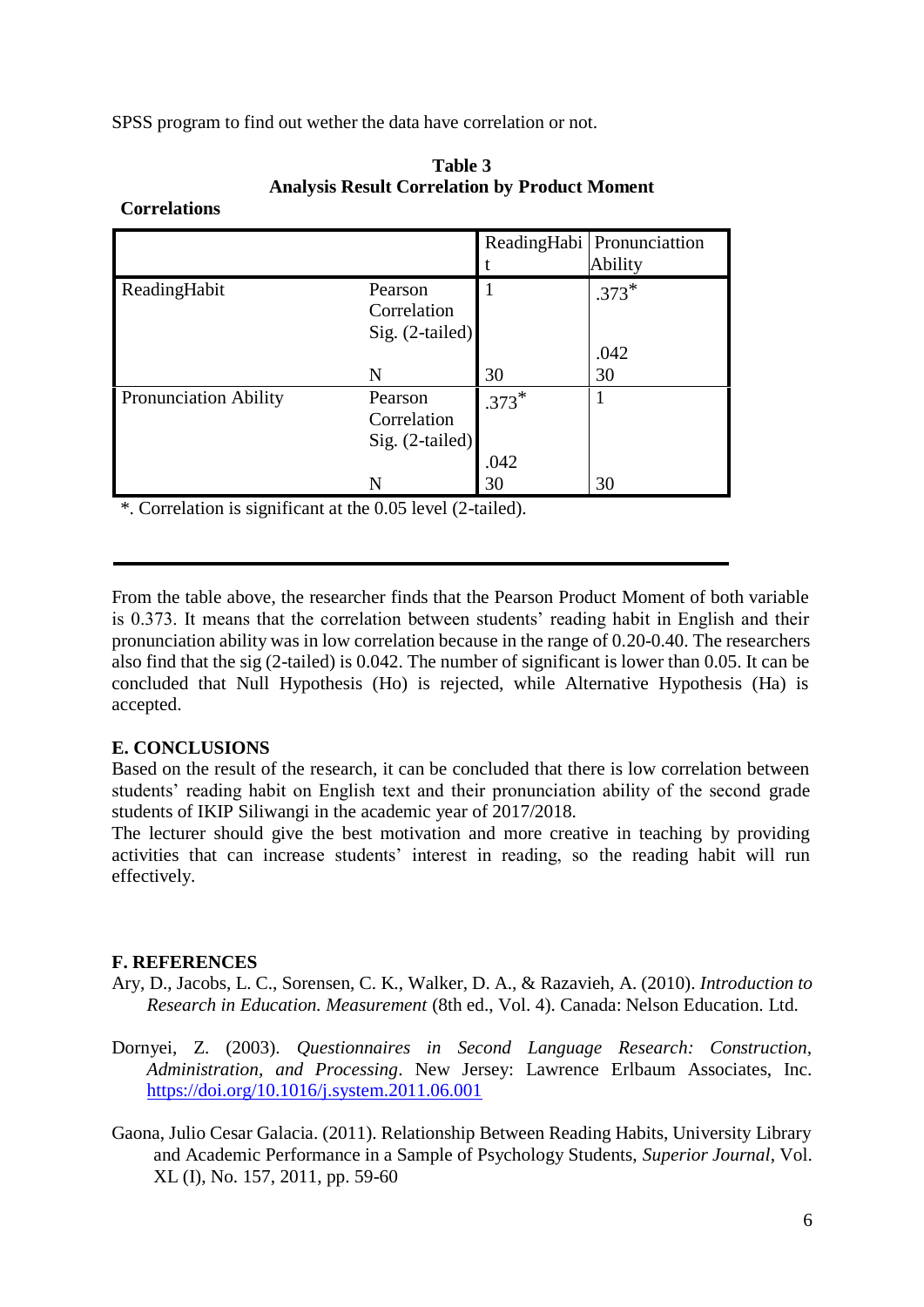SPSS program to find out wether the data have correlation or not.

**Table 3**
**Analysis Result Correlation by Product Moment**

**Correlations**

| | | ReadingHabit | Pronunciattion Ability |
|---|---|---|---|
| ReadingHabit | Pearson Correlation | 1 | .373* |
| | Sig. (2-tailed) | | .042 |
| | N | 30 | 30 |
| Pronunciation Ability | Pearson Correlation | .373* | 1 |
| | Sig. (2-tailed) | .042 | |
| | N | 30 | 30 |

*. Correlation is significant at the 0.05 level (2-tailed).

From the table above, the researcher finds that the Pearson Product Moment of both variable is 0.373. It means that the correlation between students' reading habit in English and their pronunciation ability was in low correlation because in the range of 0.20-0.40. The researchers also find that the sig (2-tailed) is 0.042. The number of significant is lower than 0.05. It can be concluded that Null Hypothesis (Ho) is rejected, while Alternative Hypothesis (Ha) is accepted.

## E. CONCLUSIONS

Based on the result of the research, it can be concluded that there is low correlation between students' reading habit on English text and their pronunciation ability of the second grade students of IKIP Siliwangi in the academic year of 2017/2018.

The lecturer should give the best motivation and more creative in teaching by providing activities that can increase students' interest in reading, so the reading habit will run effectively.

## F. REFERENCES

Ary, D., Jacobs, L. C., Sorensen, C. K., Walker, D. A., & Razavieh, A. (2010). *Introduction to Research in Education. Measurement* (8th ed., Vol. 4). Canada: Nelson Education. Ltd.

Dornyei, Z. (2003). *Questionnaires in Second Language Research: Construction, Administration, and Processing*. New Jersey: Lawrence Erlbaum Associates, Inc. https://doi.org/10.1016/j.system.2011.06.001

Gaona, Julio Cesar Galacia. (2011). Relationship Between Reading Habits, University Library and Academic Performance in a Sample of Psychology Students, *Superior Journal*, Vol. XL (I), No. 157, 2011, pp. 59-60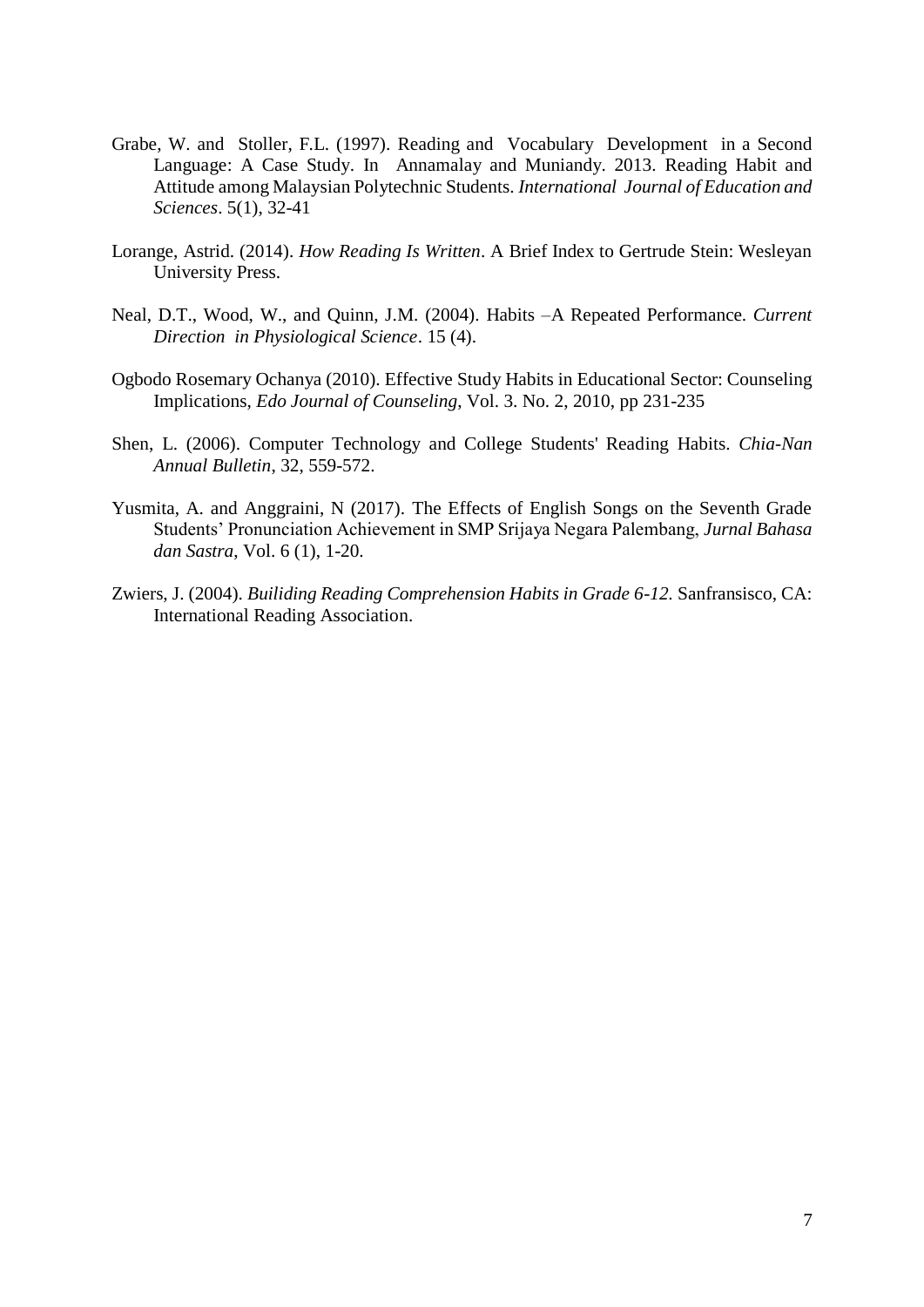Grabe, W. and Stoller, F.L. (1997). Reading and Vocabulary Development in a Second Language: A Case Study. In Annamalay and Muniandy. 2013. Reading Habit and Attitude among Malaysian Polytechnic Students. *International Journal of Education and Sciences*. 5(1), 32-41

Lorange, Astrid. (2014). *How Reading Is Written*. A Brief Index to Gertrude Stein: Wesleyan University Press.

Neal, D.T., Wood, W., and Quinn, J.M. (2004). Habits –A Repeated Performance. *Current Direction in Physiological Science*. 15 (4).

Ogbodo Rosemary Ochanya (2010). Effective Study Habits in Educational Sector: Counseling Implications, *Edo Journal of Counseling*, Vol. 3. No. 2, 2010, pp 231-235

Shen, L. (2006). Computer Technology and College Students' Reading Habits. *Chia-Nan Annual Bulletin*, 32, 559-572.

Yusmita, A. and Anggraini, N (2017). The Effects of English Songs on the Seventh Grade Students' Pronunciation Achievement in SMP Srijaya Negara Palembang, *Jurnal Bahasa dan Sastra*, Vol. 6 (1), 1-20.

Zwiers, J. (2004). *Builiding Reading Comprehension Habits in Grade 6-12*. Sanfransisco, CA: International Reading Association.